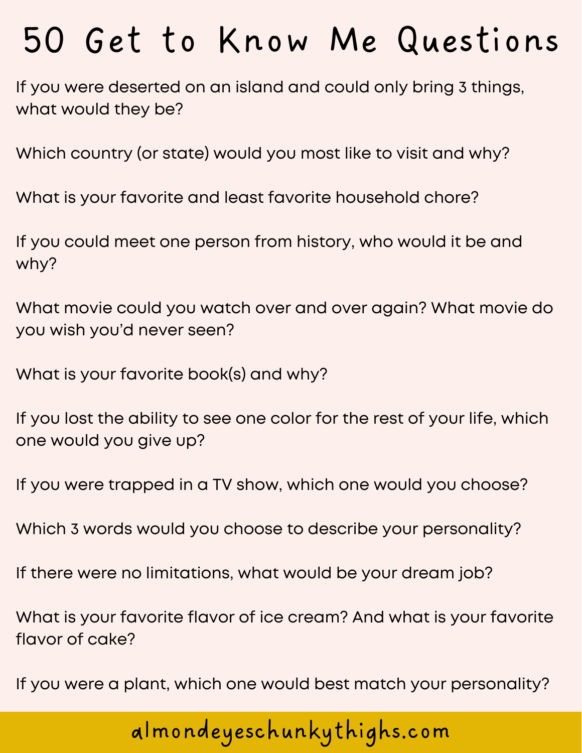# 50 Get to Know Me Questions

If you were deserted on an island and could only bring 3 things, what would they be?

Which country (or state) would you most like to visit and why?

What is your favorite and least favorite household chore?

If you could meet one person from history, who would it be and why?

What movie could you watch over and over again? What movie do you wish you'd never seen?

What is your favorite book(s) and why?

If you lost the ability to see one color for the rest of your life, which one would you give up?

If you were trapped in a TV show, which one would you choose?

Which 3 words would you choose to describe your personality?

If there were no limitations, what would be your dream job?

What is your favorite flavor of ice cream? And what is your favorite flavor of cake?

If you were a plant, which one would best match your personality?

almondeyeschunkythighs.com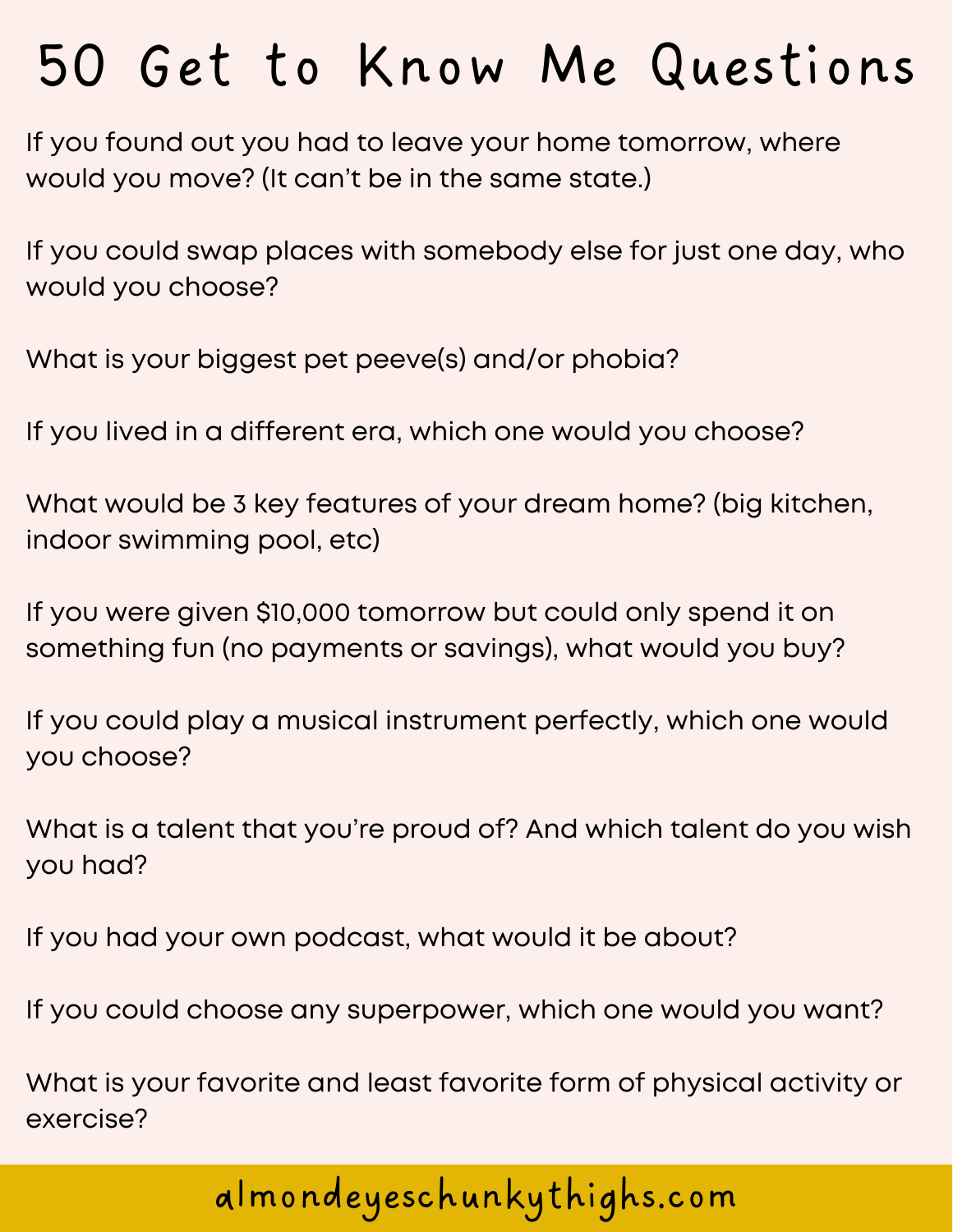# 50 Get to Know Me Questions

If you found out you had to leave your home tomorrow, where would you move? (It can't be in the same state.)

If you could swap places with somebody else for just one day, who would you choose?

What is your biggest pet peeve(s) and/or phobia?

If you lived in a different era, which one would you choose?

What would be 3 key features of your dream home? (big kitchen, indoor swimming pool, etc)

If you were given $10,000 tomorrow but could only spend it on something fun (no payments or savings), what would you buy?

If you could play a musical instrument perfectly, which one would you choose?

What is a talent that you're proud of? And which talent do you wish you had?

If you had your own podcast, what would it be about?

If you could choose any superpower, which one would you want?

What is your favorite and least favorite form of physical activity or exercise?

almondeyeschunkythighs.com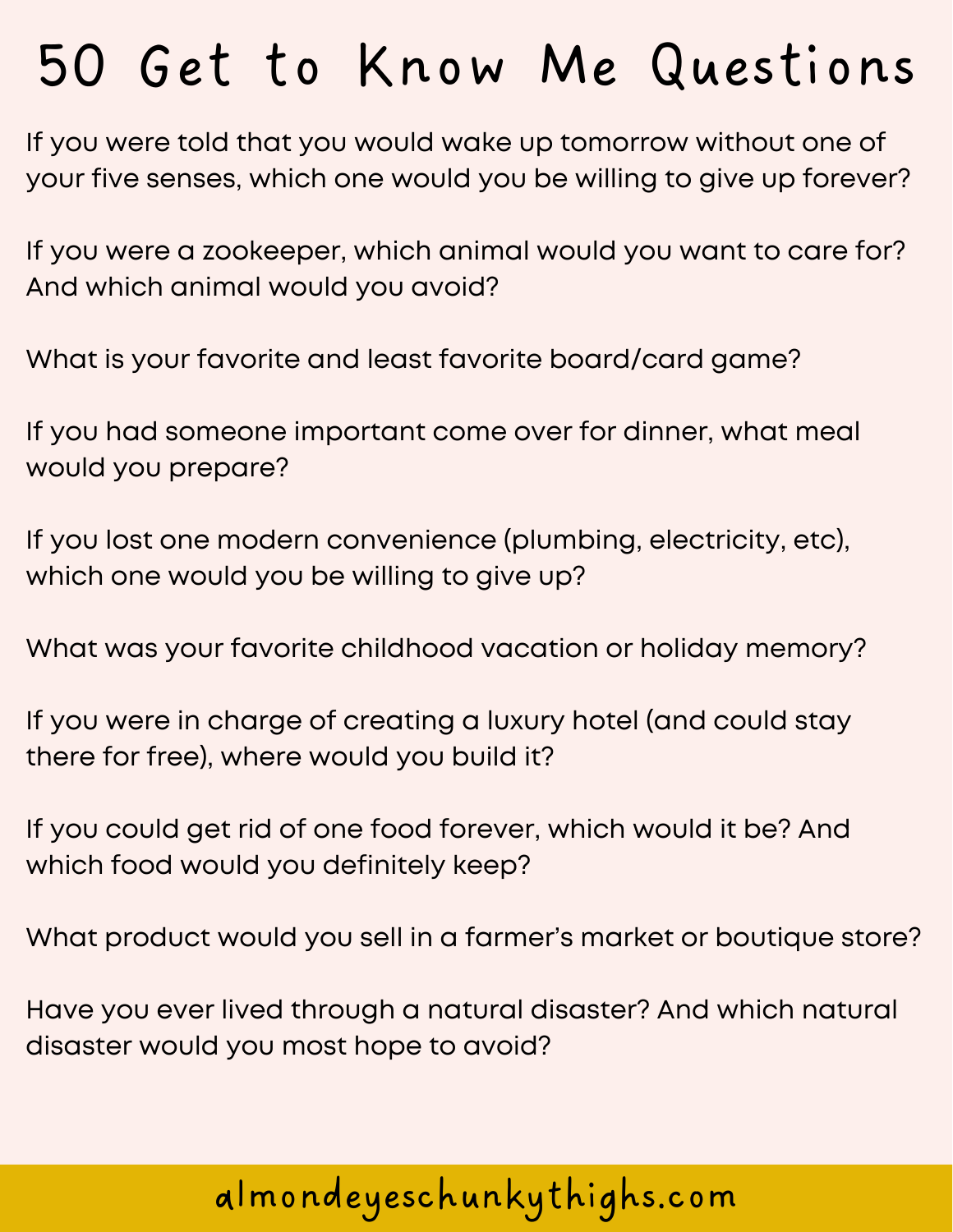# 50 Get to Know Me Questions

If you were told that you would wake up tomorrow without one of your five senses, which one would you be willing to give up forever?

If you were a zookeeper, which animal would you want to care for? And which animal would you avoid?

What is your favorite and least favorite board/card game?

If you had someone important come over for dinner, what meal would you prepare?

If you lost one modern convenience (plumbing, electricity, etc), which one would you be willing to give up?

What was your favorite childhood vacation or holiday memory?

If you were in charge of creating a luxury hotel (and could stay there for free), where would you build it?

If you could get rid of one food forever, which would it be? And which food would you definitely keep?

What product would you sell in a farmer's market or boutique store?

Have you ever lived through a natural disaster? And which natural disaster would you most hope to avoid?

almondeyeschunkythighs.com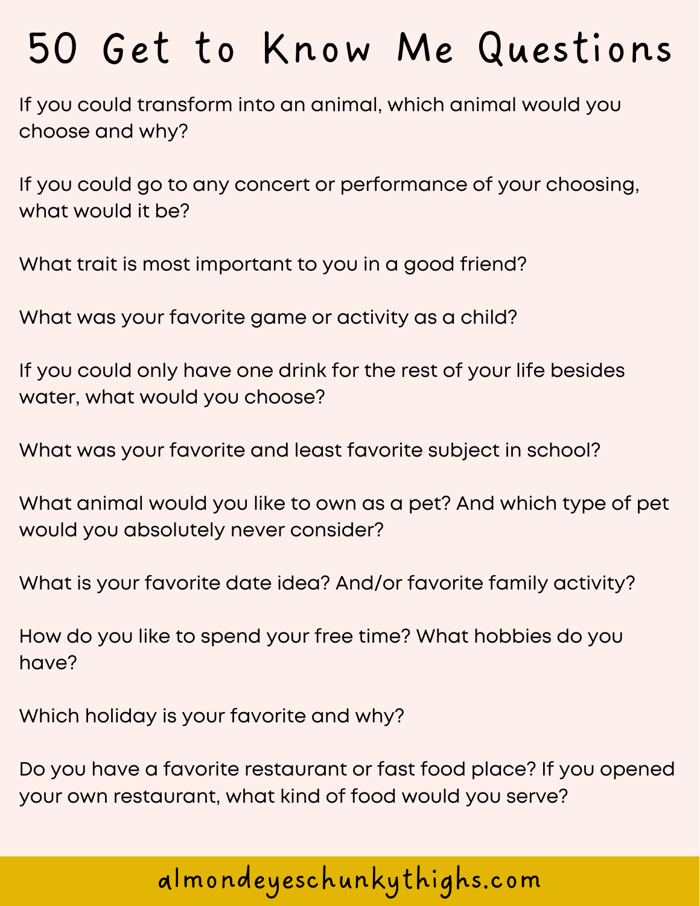# 50 Get to Know Me Questions

If you could transform into an animal, which animal would you choose and why?

If you could go to any concert or performance of your choosing, what would it be?

What trait is most important to you in a good friend?

What was your favorite game or activity as a child?

If you could only have one drink for the rest of your life besides water, what would you choose?

What was your favorite and least favorite subject in school?

What animal would you like to own as a pet? And which type of pet would you absolutely never consider?

What is your favorite date idea? And/or favorite family activity?

How do you like to spend your free time? What hobbies do you have?

Which holiday is your favorite and why?

Do you have a favorite restaurant or fast food place? If you opened your own restaurant, what kind of food would you serve?

almondeyeschunkythighs.com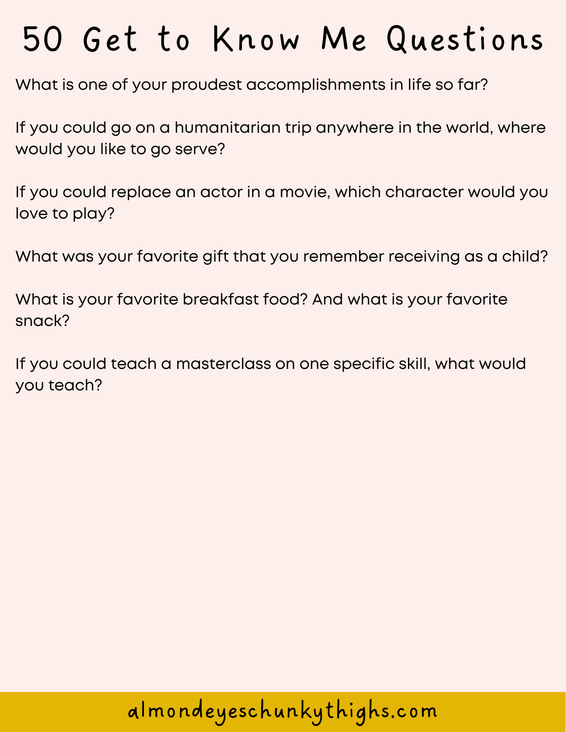# 50 Get to Know Me Questions

What is one of your proudest accomplishments in life so far?

If you could go on a humanitarian trip anywhere in the world, where would you like to go serve?

If you could replace an actor in a movie, which character would you love to play?

What was your favorite gift that you remember receiving as a child?

What is your favorite breakfast food? And what is your favorite snack?

If you could teach a masterclass on one specific skill, what would you teach?

almondeyeschunkythighs.com